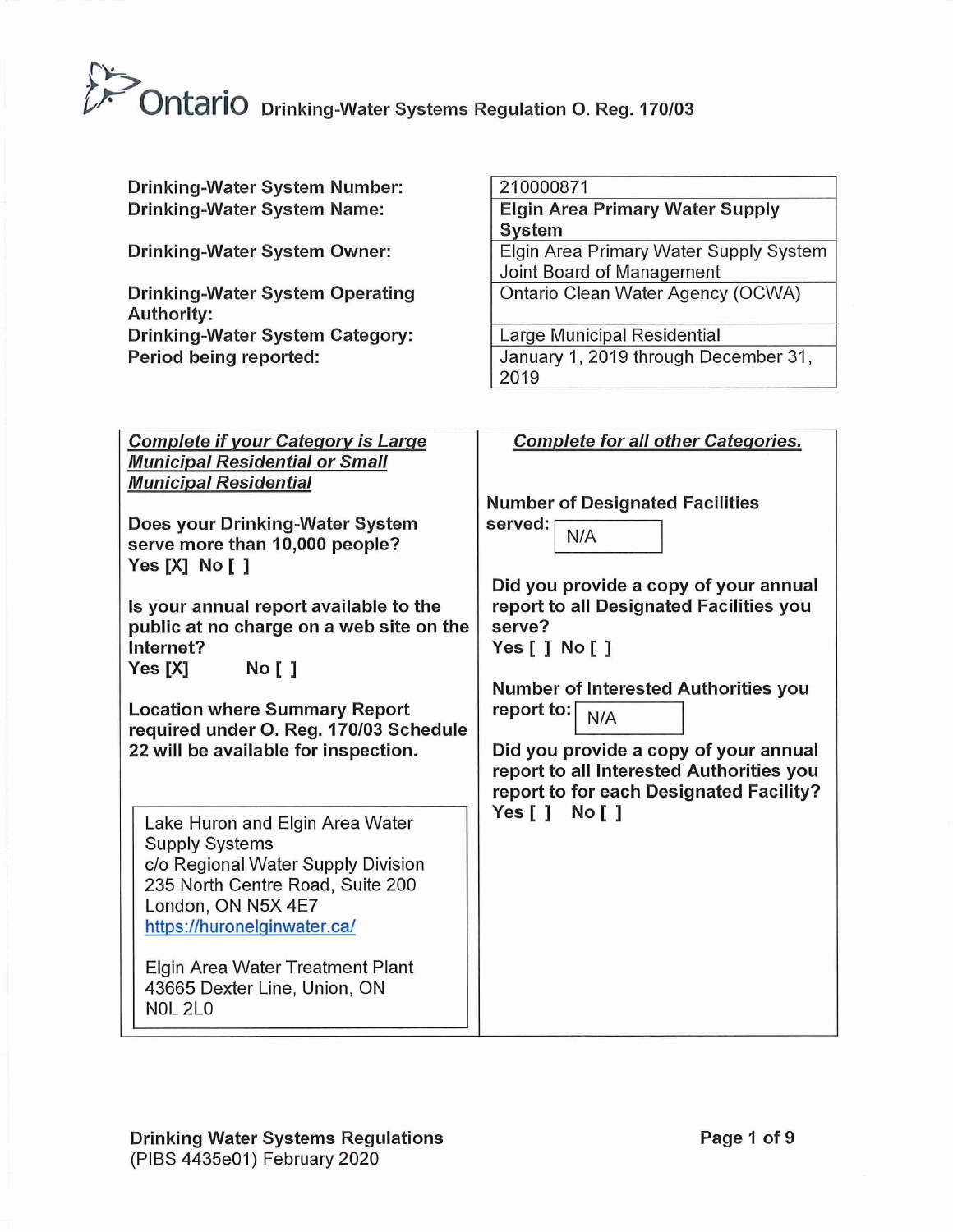# Drinking-Water Systems Regulation O. Reg. 170/03

| | |
|---|---|
| **Drinking-Water System Number:** | 210000871 |
| **Drinking-Water System Name:** | **Elgin Area Primary Water Supply System** |
| **Drinking-Water System Owner:** | Elgin Area Primary Water Supply System Joint Board of Management |
| **Drinking-Water System Operating Authority:** | Ontario Clean Water Agency (OCWA) |
| **Drinking-Water System Category:** | Large Municipal Residential |
| **Period being reported:** | January 1, 2019 through December 31, 2019 |

***Complete if your Category is Large Municipal Residential or Small Municipal Residential***

**Does your Drinking-Water System serve more than 10,000 people?**
**Yes [X] No [ ]**

**Is your annual report available to the public at no charge on a web site on the Internet?**
**Yes [X] No [ ]**

**Location where Summary Report required under O. Reg. 170/03 Schedule 22 will be available for inspection.**

Lake Huron and Elgin Area Water Supply Systems
c/o Regional Water Supply Division
235 North Centre Road, Suite 200
London, ON N5X 4E7
https://huronelginwater.ca/

Elgin Area Water Treatment Plant
43665 Dexter Line, Union, ON
N0L 2L0

***Complete for all other Categories.***

**Number of Designated Facilities served:** N/A

**Did you provide a copy of your annual report to all Designated Facilities you serve?**
**Yes [ ] No [ ]**

**Number of Interested Authorities you report to:** N/A

**Did you provide a copy of your annual report to all Interested Authorities you report to for each Designated Facility?**
**Yes [ ] No [ ]**

**Drinking Water Systems Regulations**
(PIBS 4435e01) February 2020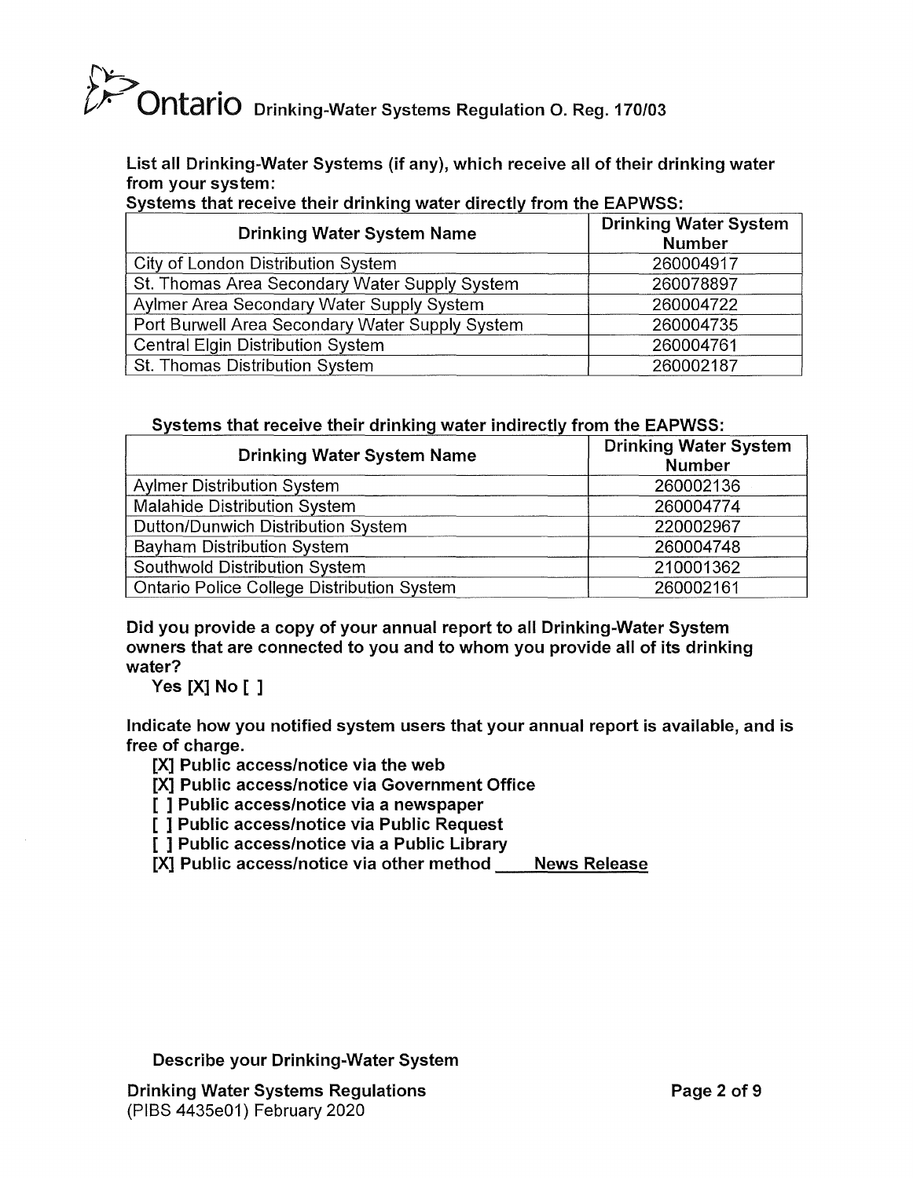**List all Drinking-Water Systems (if any), which receive all of their drinking water from your system:**

**Systems that receive their drinking water directly from the EAPWSS:**

| Drinking Water System Name | Drinking Water System Number |
|---|---|
| City of London Distribution System | 260004917 |
| St. Thomas Area Secondary Water Supply System | 260078897 |
| Aylmer Area Secondary Water Supply System | 260004722 |
| Port Burwell Area Secondary Water Supply System | 260004735 |
| Central Elgin Distribution System | 260004761 |
| St. Thomas Distribution System | 260002187 |

**Systems that receive their drinking water indirectly from the EAPWSS:**

| Drinking Water System Name | Drinking Water System Number |
|---|---|
| Aylmer Distribution System | 260002136 |
| Malahide Distribution System | 260004774 |
| Dutton/Dunwich Distribution System | 220002967 |
| Bayham Distribution System | 260004748 |
| Southwold Distribution System | 210001362 |
| Ontario Police College Distribution System | 260002161 |

**Did you provide a copy of your annual report to all Drinking-Water System owners that are connected to you and to whom you provide all of its drinking water?**

**Yes [X] No [ ]**

**Indicate how you notified system users that your annual report is available, and is free of charge.**

**[X] Public access/notice via the web**
**[X] Public access/notice via Government Office**
**[ ] Public access/notice via a newspaper**
**[ ] Public access/notice via Public Request**
**[ ] Public access/notice via a Public Library**
**[X] Public access/notice via other method** **News Release**

**Describe your Drinking-Water System**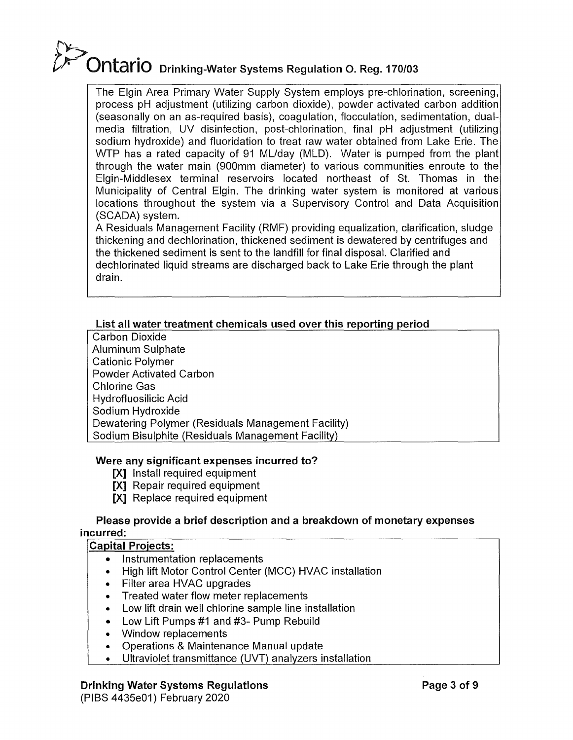The Elgin Area Primary Water Supply System employs pre-chlorination, screening, process pH adjustment (utilizing carbon dioxide), powder activated carbon addition (seasonally on an as-required basis), coagulation, flocculation, sedimentation, dual-media filtration, UV disinfection, post-chlorination, final pH adjustment (utilizing sodium hydroxide) and fluoridation to treat raw water obtained from Lake Erie. The WTP has a rated capacity of 91 ML/day (MLD). Water is pumped from the plant through the water main (900mm diameter) to various communities enroute to the Elgin-Middlesex terminal reservoirs located northeast of St. Thomas in the Municipality of Central Elgin. The drinking water system is monitored at various locations throughout the system via a Supervisory Control and Data Acquisition (SCADA) system.

A Residuals Management Facility (RMF) providing equalization, clarification, sludge thickening and dechlorination, thickened sediment is dewatered by centrifuges and the thickened sediment is sent to the landfill for final disposal. Clarified and dechlorinated liquid streams are discharged back to Lake Erie through the plant drain.

**List all water treatment chemicals used over this reporting period**

Carbon Dioxide
Aluminum Sulphate
Cationic Polymer
Powder Activated Carbon
Chlorine Gas
Hydrofluosilicic Acid
Sodium Hydroxide
Dewatering Polymer (Residuals Management Facility)
Sodium Bisulphite (Residuals Management Facility)

**Were any significant expenses incurred to?**

[X] Install required equipment
[X] Repair required equipment
[X] Replace required equipment

**Please provide a brief description and a breakdown of monetary expenses incurred:**

**Capital Projects:**

- Instrumentation replacements
- High lift Motor Control Center (MCC) HVAC installation
- Filter area HVAC upgrades
- Treated water flow meter replacements
- Low lift drain well chlorine sample line installation
- Low Lift Pumps #1 and #3- Pump Rebuild
- Window replacements
- Operations & Maintenance Manual update
- Ultraviolet transmittance (UVT) analyzers installation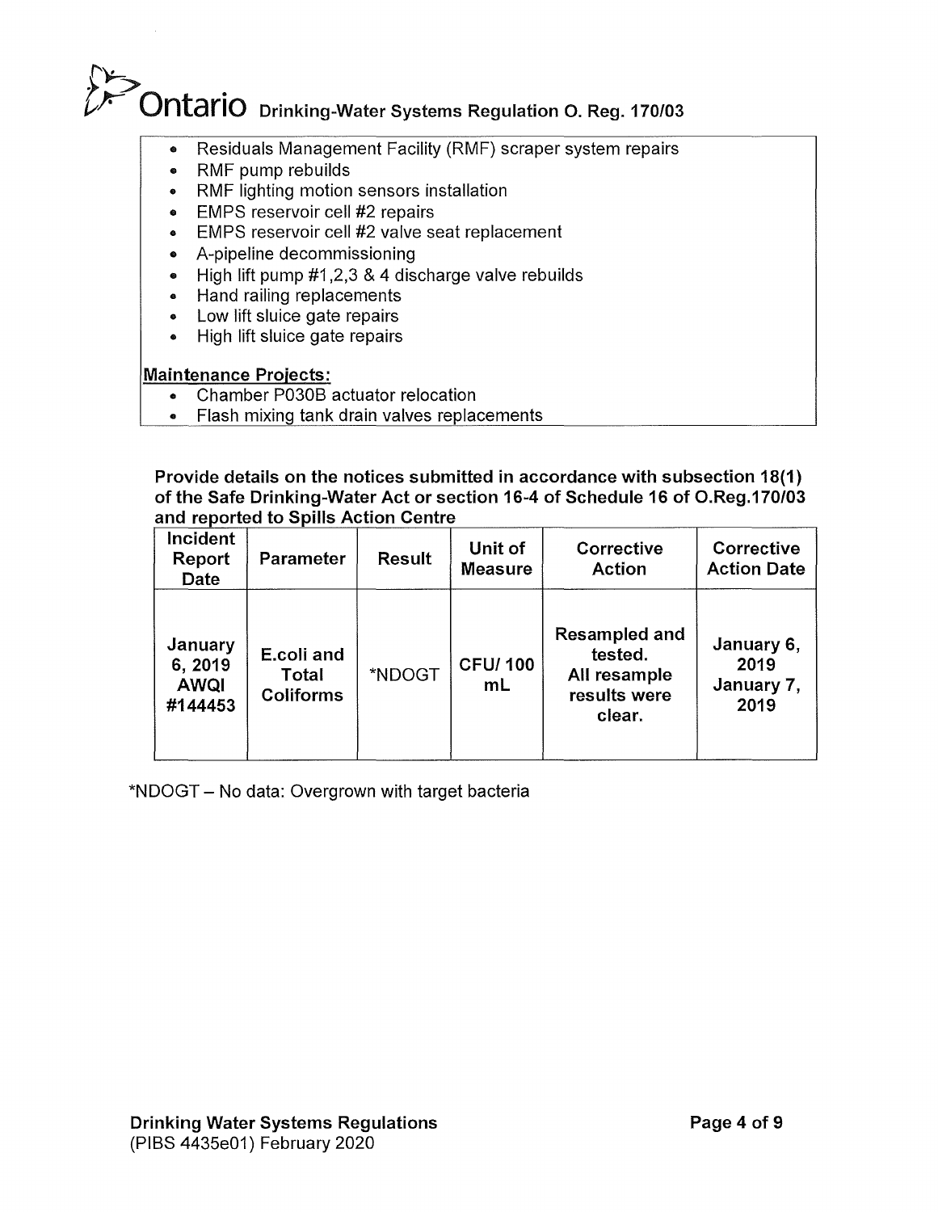- Residuals Management Facility (RMF) scraper system repairs
- RMF pump rebuilds
- RMF lighting motion sensors installation
- EMPS reservoir cell #2 repairs
- EMPS reservoir cell #2 valve seat replacement
- A-pipeline decommissioning
- High lift pump #1,2,3 & 4 discharge valve rebuilds
- Hand railing replacements
- Low lift sluice gate repairs
- High lift sluice gate repairs

**Maintenance Projects:**

- Chamber P030B actuator relocation
- Flash mixing tank drain valves replacements

**Provide details on the notices submitted in accordance with subsection 18(1) of the Safe Drinking-Water Act or section 16-4 of Schedule 16 of O.Reg.170/03 and reported to Spills Action Centre**

| Incident Report Date | Parameter | Result | Unit of Measure | Corrective Action | Corrective Action Date |
|---|---|---|---|---|---|
| **January 6, 2019 AWQI #144453** | **E.coli and Total Coliforms** | *NDOGT | **CFU/ 100 mL** | **Resampled and tested. All resample results were clear.** | **January 6, 2019 January 7, 2019** |

*NDOGT – No data: Overgrown with target bacteria

**Drinking Water Systems Regulations**
(PIBS 4435e01) February 2020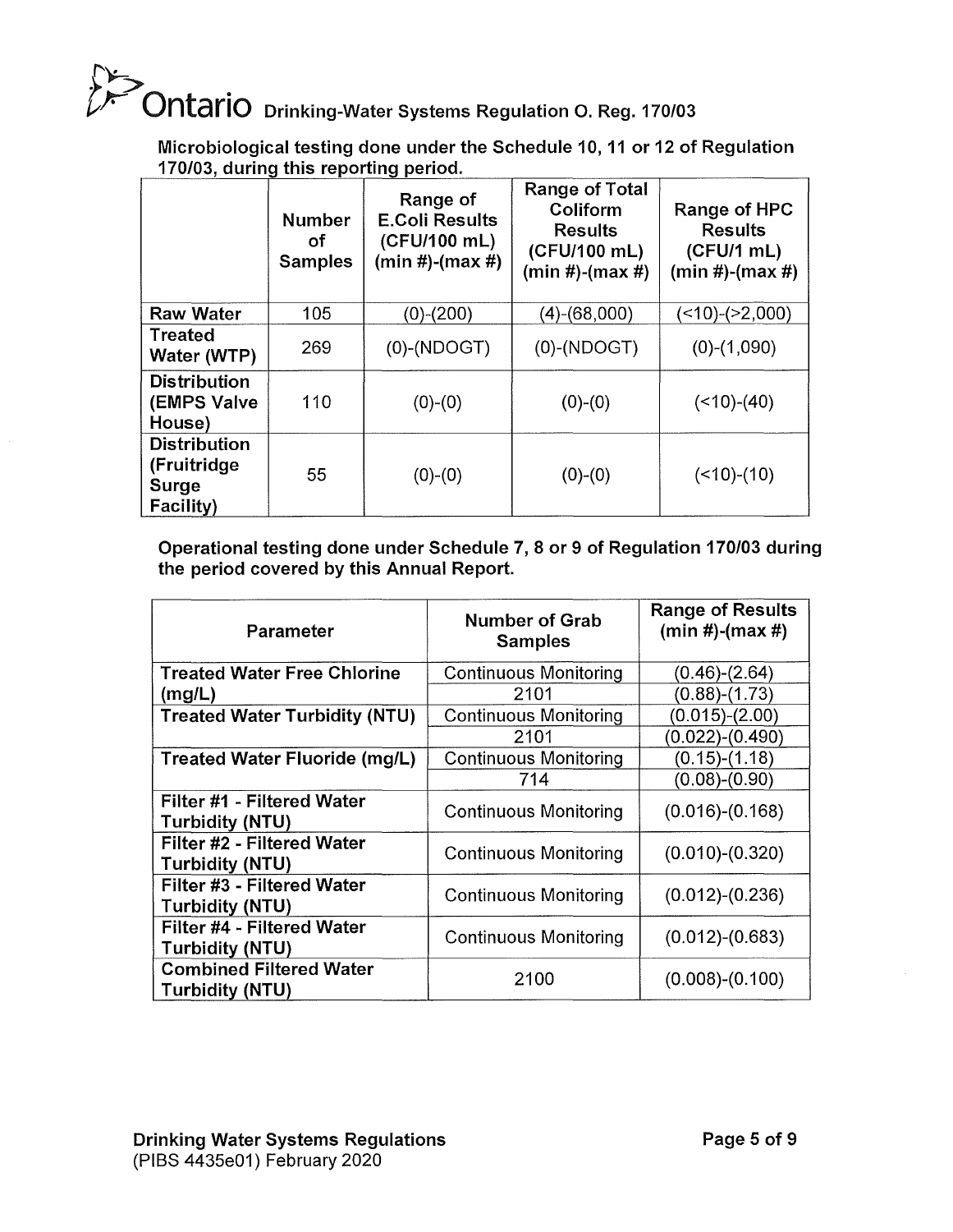Microbiological testing done under the Schedule 10, 11 or 12 of Regulation 170/03, during this reporting period.

| | Number of Samples | Range of E.Coli Results (CFU/100 mL) (min #)-(max #) | Range of Total Coliform Results (CFU/100 mL) (min #)-(max #) | Range of HPC Results (CFU/1 mL) (min #)-(max #) |
|---|---|---|---|---|
| **Raw Water** | 105 | (0)-(200) | (4)-(68,000) | (<10)-(>2,000) |
| **Treated Water (WTP)** | 269 | (0)-(NDOGT) | (0)-(NDOGT) | (0)-(1,090) |
| **Distribution (EMPS Valve House)** | 110 | (0)-(0) | (0)-(0) | (<10)-(40) |
| **Distribution (Fruitridge Surge Facility)** | 55 | (0)-(0) | (0)-(0) | (<10)-(10) |

**Operational testing done under Schedule 7, 8 or 9 of Regulation 170/03 during the period covered by this Annual Report.**

| Parameter | Number of Grab Samples | Range of Results (min #)-(max #) |
|---|---|---|
| **Treated Water Free Chlorine (mg/L)** | Continuous Monitoring | (0.46)-(2.64) |
| | 2101 | (0.88)-(1.73) |
| **Treated Water Turbidity (NTU)** | Continuous Monitoring | (0.015)-(2.00) |
| | 2101 | (0.022)-(0.490) |
| **Treated Water Fluoride (mg/L)** | Continuous Monitoring | (0.15)-(1.18) |
| | 714 | (0.08)-(0.90) |
| **Filter #1 - Filtered Water Turbidity (NTU)** | Continuous Monitoring | (0.016)-(0.168) |
| **Filter #2 - Filtered Water Turbidity (NTU)** | Continuous Monitoring | (0.010)-(0.320) |
| **Filter #3 - Filtered Water Turbidity (NTU)** | Continuous Monitoring | (0.012)-(0.236) |
| **Filter #4 - Filtered Water Turbidity (NTU)** | Continuous Monitoring | (0.012)-(0.683) |
| **Combined Filtered Water Turbidity (NTU)** | 2100 | (0.008)-(0.100) |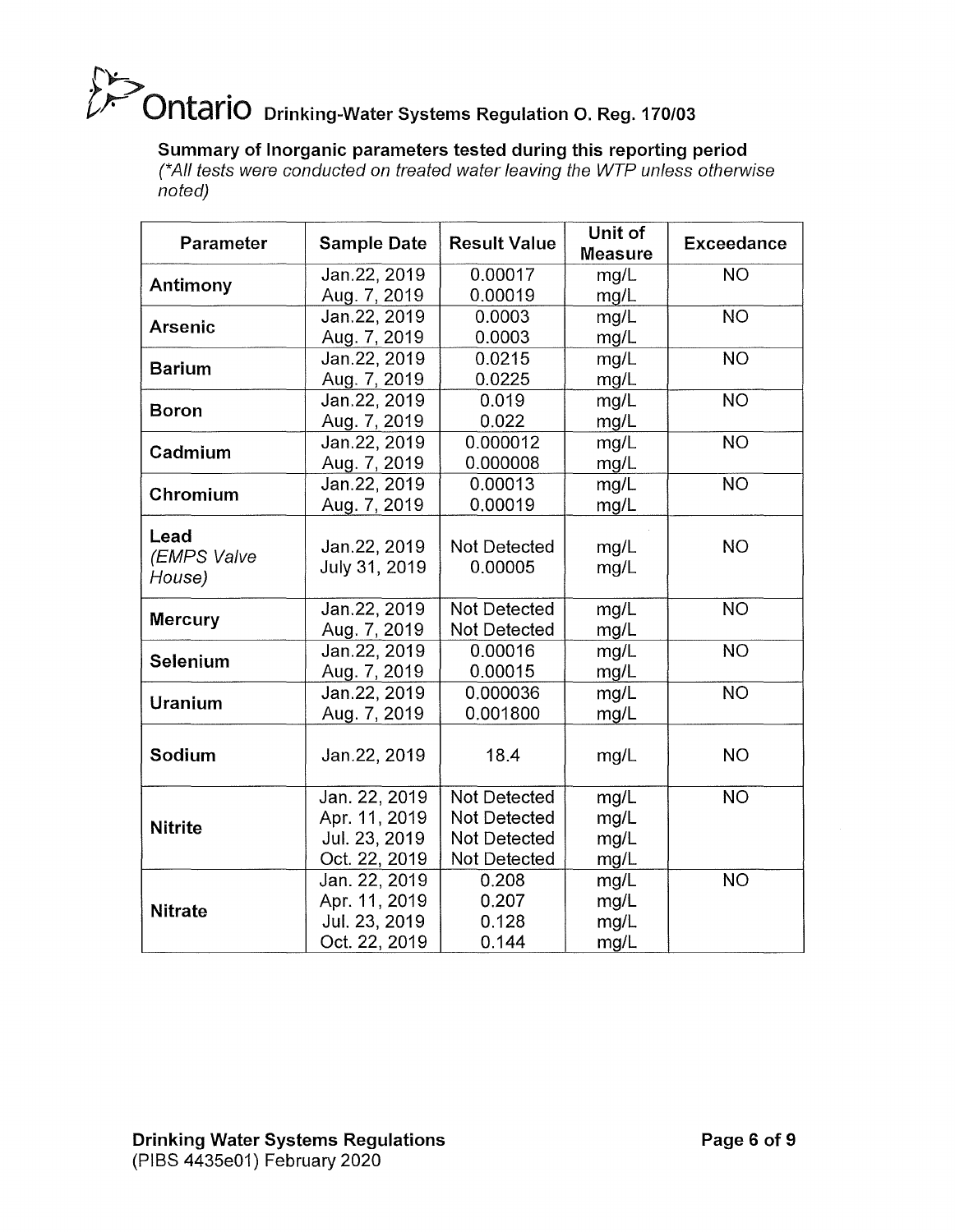# Ontario Drinking-Water Systems Regulation O. Reg. 170/03

**Summary of Inorganic parameters tested during this reporting period**
*(\*All tests were conducted on treated water leaving the WTP unless otherwise noted)*

| Parameter | Sample Date | Result Value | Unit of Measure | Exceedance |
|---|---|---|---|---|
| **Antimony** | Jan.22, 2019<br>Aug. 7, 2019 | 0.00017<br>0.00019 | mg/L<br>mg/L | NO |
| **Arsenic** | Jan.22, 2019<br>Aug. 7, 2019 | 0.0003<br>0.0003 | mg/L<br>mg/L | NO |
| **Barium** | Jan.22, 2019<br>Aug. 7, 2019 | 0.0215<br>0.0225 | mg/L<br>mg/L | NO |
| **Boron** | Jan.22, 2019<br>Aug. 7, 2019 | 0.019<br>0.022 | mg/L<br>mg/L | NO |
| **Cadmium** | Jan.22, 2019<br>Aug. 7, 2019 | 0.000012<br>0.000008 | mg/L<br>mg/L | NO |
| **Chromium** | Jan.22, 2019<br>Aug. 7, 2019 | 0.00013<br>0.00019 | mg/L<br>mg/L | NO |
| **Lead** *(EMPS Valve House)* | Jan.22, 2019<br>July 31, 2019 | Not Detected<br>0.00005 | mg/L<br>mg/L | NO |
| **Mercury** | Jan.22, 2019<br>Aug. 7, 2019 | Not Detected<br>Not Detected | mg/L<br>mg/L | NO |
| **Selenium** | Jan.22, 2019<br>Aug. 7, 2019 | 0.00016<br>0.00015 | mg/L<br>mg/L | NO |
| **Uranium** | Jan.22, 2019<br>Aug. 7, 2019 | 0.000036<br>0.001800 | mg/L<br>mg/L | NO |
| **Sodium** | Jan.22, 2019 | 18.4 | mg/L | NO |
| **Nitrite** | Jan. 22, 2019<br>Apr. 11, 2019<br>Jul. 23, 2019<br>Oct. 22, 2019 | Not Detected<br>Not Detected<br>Not Detected<br>Not Detected | mg/L<br>mg/L<br>mg/L<br>mg/L | NO |
| **Nitrate** | Jan. 22, 2019<br>Apr. 11, 2019<br>Jul. 23, 2019<br>Oct. 22, 2019 | 0.208<br>0.207<br>0.128<br>0.144 | mg/L<br>mg/L<br>mg/L<br>mg/L | NO |

**Drinking Water Systems Regulations**
(PIBS 4435e01) February 2020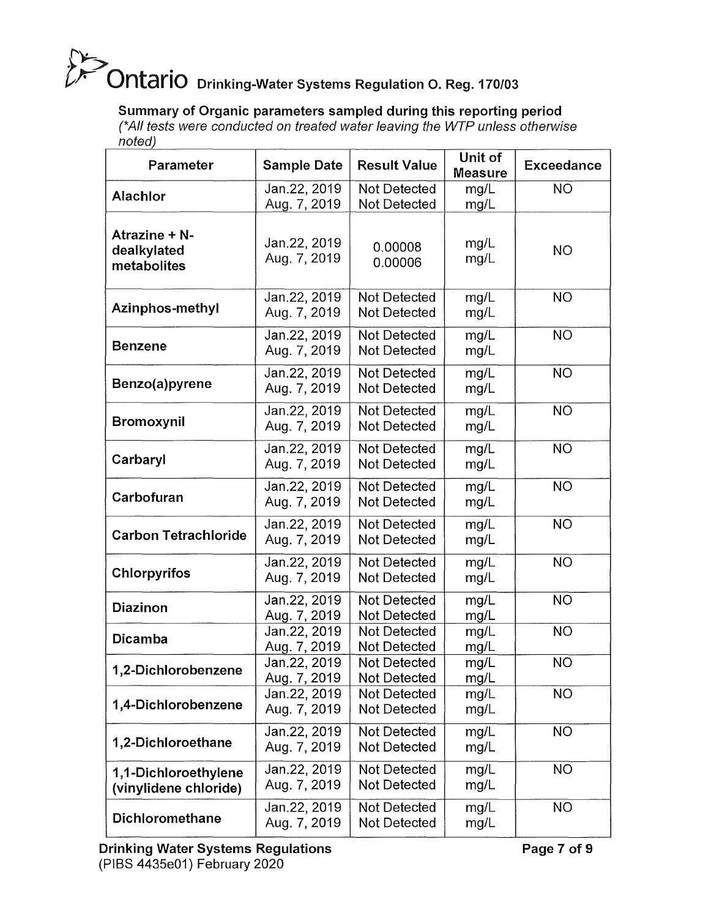**Summary of Organic parameters sampled during this reporting period**

*(\*All tests were conducted on treated water leaving the WTP unless otherwise noted)*

| Parameter | Sample Date | Result Value | Unit of Measure | Exceedance |
|---|---|---|---|---|
| **Alachlor** | Jan.22, 2019<br>Aug. 7, 2019 | Not Detected<br>Not Detected | mg/L<br>mg/L | NO |
| **Atrazine + N-dealkylated metabolites** | Jan.22, 2019<br>Aug. 7, 2019 | 0.00008<br>0.00006 | mg/L<br>mg/L | NO |
| **Azinphos-methyl** | Jan.22, 2019<br>Aug. 7, 2019 | Not Detected<br>Not Detected | mg/L<br>mg/L | NO |
| **Benzene** | Jan.22, 2019<br>Aug. 7, 2019 | Not Detected<br>Not Detected | mg/L<br>mg/L | NO |
| **Benzo(a)pyrene** | Jan.22, 2019<br>Aug. 7, 2019 | Not Detected<br>Not Detected | mg/L<br>mg/L | NO |
| **Bromoxynil** | Jan.22, 2019<br>Aug. 7, 2019 | Not Detected<br>Not Detected | mg/L<br>mg/L | NO |
| **Carbaryl** | Jan.22, 2019<br>Aug. 7, 2019 | Not Detected<br>Not Detected | mg/L<br>mg/L | NO |
| **Carbofuran** | Jan.22, 2019<br>Aug. 7, 2019 | Not Detected<br>Not Detected | mg/L<br>mg/L | NO |
| **Carbon Tetrachloride** | Jan.22, 2019<br>Aug. 7, 2019 | Not Detected<br>Not Detected | mg/L<br>mg/L | NO |
| **Chlorpyrifos** | Jan.22, 2019<br>Aug. 7, 2019 | Not Detected<br>Not Detected | mg/L<br>mg/L | NO |
| **Diazinon** | Jan.22, 2019<br>Aug. 7, 2019 | Not Detected<br>Not Detected | mg/L<br>mg/L | NO |
| **Dicamba** | Jan.22, 2019<br>Aug. 7, 2019 | Not Detected<br>Not Detected | mg/L<br>mg/L | NO |
| **1,2-Dichlorobenzene** | Jan.22, 2019<br>Aug. 7, 2019 | Not Detected<br>Not Detected | mg/L<br>mg/L | NO |
| **1,4-Dichlorobenzene** | Jan.22, 2019<br>Aug. 7, 2019 | Not Detected<br>Not Detected | mg/L<br>mg/L | NO |
| **1,2-Dichloroethane** | Jan.22, 2019<br>Aug. 7, 2019 | Not Detected<br>Not Detected | mg/L<br>mg/L | NO |
| **1,1-Dichloroethylene (vinylidene chloride)** | Jan.22, 2019<br>Aug. 7, 2019 | Not Detected<br>Not Detected | mg/L<br>mg/L | NO |
| **Dichloromethane** | Jan.22, 2019<br>Aug. 7, 2019 | Not Detected<br>Not Detected | mg/L<br>mg/L | NO |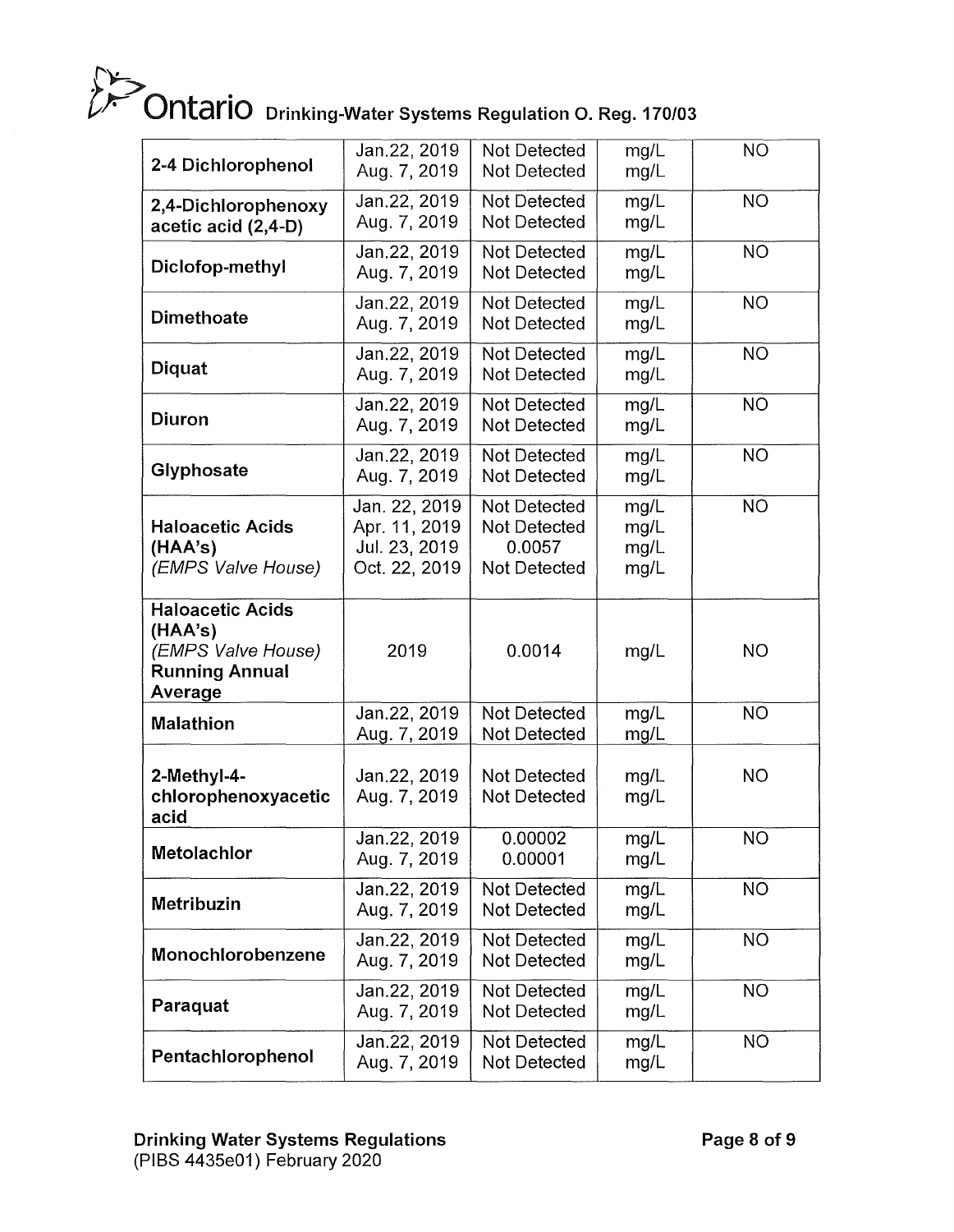| | | | | |
|---|---|---|---|---|
| **2-4 Dichlorophenol** | Jan.22, 2019<br>Aug. 7, 2019 | Not Detected<br>Not Detected | mg/L<br>mg/L | NO |
| **2,4-Dichlorophenoxy acetic acid (2,4-D)** | Jan.22, 2019<br>Aug. 7, 2019 | Not Detected<br>Not Detected | mg/L<br>mg/L | NO |
| **Diclofop-methyl** | Jan.22, 2019<br>Aug. 7, 2019 | Not Detected<br>Not Detected | mg/L<br>mg/L | NO |
| **Dimethoate** | Jan.22, 2019<br>Aug. 7, 2019 | Not Detected<br>Not Detected | mg/L<br>mg/L | NO |
| **Diquat** | Jan.22, 2019<br>Aug. 7, 2019 | Not Detected<br>Not Detected | mg/L<br>mg/L | NO |
| **Diuron** | Jan.22, 2019<br>Aug. 7, 2019 | Not Detected<br>Not Detected | mg/L<br>mg/L | NO |
| **Glyphosate** | Jan.22, 2019<br>Aug. 7, 2019 | Not Detected<br>Not Detected | mg/L<br>mg/L | NO |
| **Haloacetic Acids (HAA's)**<br>*(EMPS Valve House)* | Jan. 22, 2019<br>Apr. 11, 2019<br>Jul. 23, 2019<br>Oct. 22, 2019 | Not Detected<br>Not Detected<br>0.0057<br>Not Detected | mg/L<br>mg/L<br>mg/L<br>mg/L | NO |
| **Haloacetic Acids (HAA's)**<br>*(EMPS Valve House)*<br>**Running Annual Average** | 2019 | 0.0014 | mg/L | NO |
| **Malathion** | Jan.22, 2019<br>Aug. 7, 2019 | Not Detected<br>Not Detected | mg/L<br>mg/L | NO |
| **2-Methyl-4-chlorophenoxyacetic acid** | Jan.22, 2019<br>Aug. 7, 2019 | Not Detected<br>Not Detected | mg/L<br>mg/L | NO |
| **Metolachlor** | Jan.22, 2019<br>Aug. 7, 2019 | 0.00002<br>0.00001 | mg/L<br>mg/L | NO |
| **Metribuzin** | Jan.22, 2019<br>Aug. 7, 2019 | Not Detected<br>Not Detected | mg/L<br>mg/L | NO |
| **Monochlorobenzene** | Jan.22, 2019<br>Aug. 7, 2019 | Not Detected<br>Not Detected | mg/L<br>mg/L | NO |
| **Paraquat** | Jan.22, 2019<br>Aug. 7, 2019 | Not Detected<br>Not Detected | mg/L<br>mg/L | NO |
| **Pentachlorophenol** | Jan.22, 2019<br>Aug. 7, 2019 | Not Detected<br>Not Detected | mg/L<br>mg/L | NO |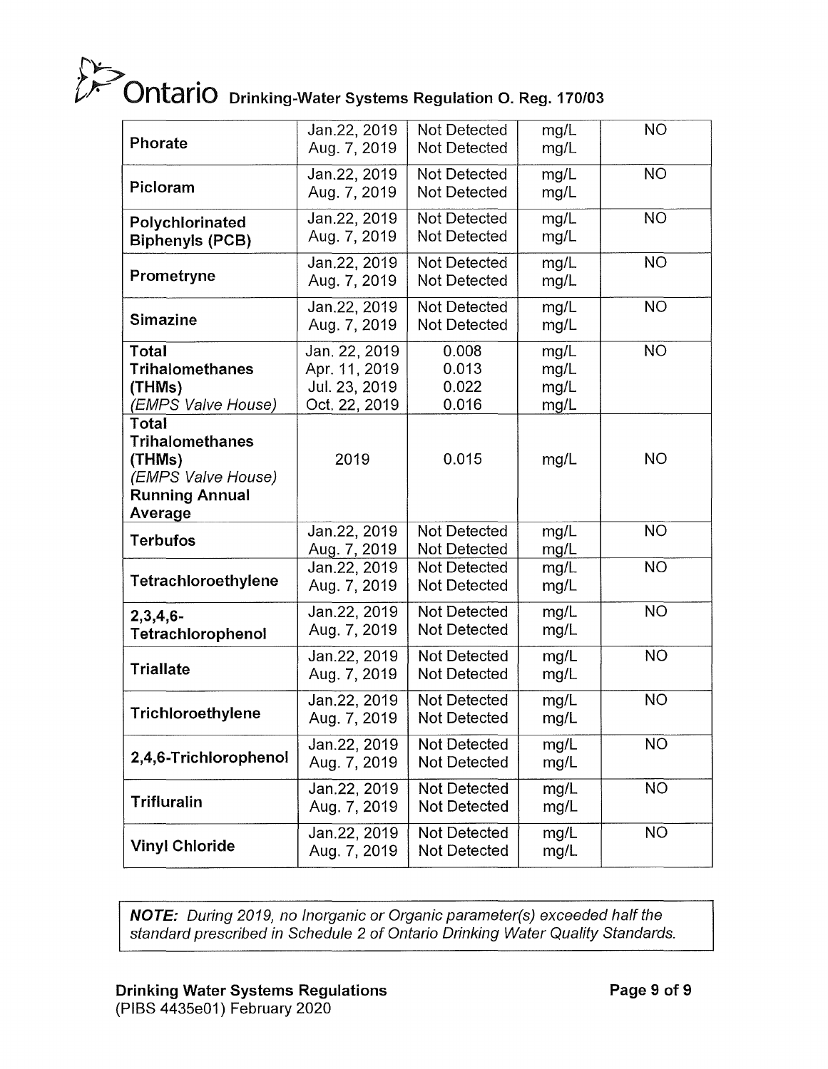| | | | | |
|---|---|---|---|---|
| **Phorate** | Jan.22, 2019<br>Aug. 7, 2019 | Not Detected<br>Not Detected | mg/L<br>mg/L | NO |
| **Picloram** | Jan.22, 2019<br>Aug. 7, 2019 | Not Detected<br>Not Detected | mg/L<br>mg/L | NO |
| **Polychlorinated Biphenyls (PCB)** | Jan.22, 2019<br>Aug. 7, 2019 | Not Detected<br>Not Detected | mg/L<br>mg/L | NO |
| **Prometryne** | Jan.22, 2019<br>Aug. 7, 2019 | Not Detected<br>Not Detected | mg/L<br>mg/L | NO |
| **Simazine** | Jan.22, 2019<br>Aug. 7, 2019 | Not Detected<br>Not Detected | mg/L<br>mg/L | NO |
| **Total Trihalomethanes (THMs)** *(EMPS Valve House)* | Jan. 22, 2019<br>Apr. 11, 2019<br>Jul. 23, 2019<br>Oct. 22, 2019 | 0.008<br>0.013<br>0.022<br>0.016 | mg/L<br>mg/L<br>mg/L<br>mg/L | NO |
| **Total Trihalomethanes (THMs)** *(EMPS Valve House)* **Running Annual Average** | 2019 | 0.015 | mg/L | NO |
| **Terbufos** | Jan.22, 2019<br>Aug. 7, 2019 | Not Detected<br>Not Detected | mg/L<br>mg/L | NO |
| **Tetrachloroethylene** | Jan.22, 2019<br>Aug. 7, 2019 | Not Detected<br>Not Detected | mg/L<br>mg/L | NO |
| **2,3,4,6-Tetrachlorophenol** | Jan.22, 2019<br>Aug. 7, 2019 | Not Detected<br>Not Detected | mg/L<br>mg/L | NO |
| **Triallate** | Jan.22, 2019<br>Aug. 7, 2019 | Not Detected<br>Not Detected | mg/L<br>mg/L | NO |
| **Trichloroethylene** | Jan.22, 2019<br>Aug. 7, 2019 | Not Detected<br>Not Detected | mg/L<br>mg/L | NO |
| **2,4,6-Trichlorophenol** | Jan.22, 2019<br>Aug. 7, 2019 | Not Detected<br>Not Detected | mg/L<br>mg/L | NO |
| **Trifluralin** | Jan.22, 2019<br>Aug. 7, 2019 | Not Detected<br>Not Detected | mg/L<br>mg/L | NO |
| **Vinyl Chloride** | Jan.22, 2019<br>Aug. 7, 2019 | Not Detected<br>Not Detected | mg/L<br>mg/L | NO |

***NOTE:*** *During 2019, no Inorganic or Organic parameter(s) exceeded half the standard prescribed in Schedule 2 of Ontario Drinking Water Quality Standards.*